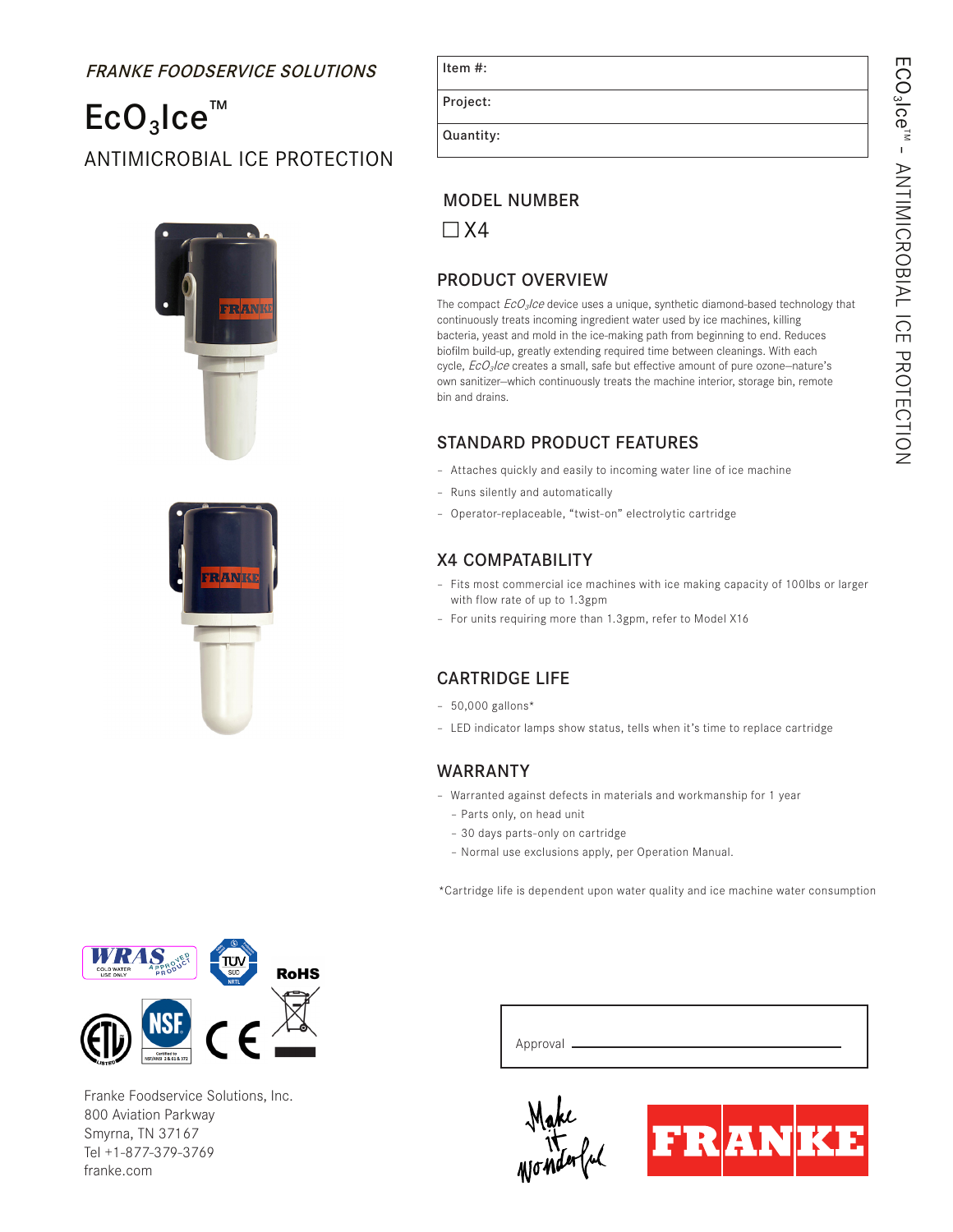*FRANKE FOODSERVICE SOLUTIONS*

# $EcO_3Ice^{TM}$

## ANTIMICROBIAL ICE PROTECTION

| Item #: |
|---|
| Project: |
| Quantity: |

## MODEL NUMBER

☐ X4

## PRODUCT OVERVIEW

The compact *$EcO_3Ice$* device uses a unique, synthetic diamond-based technology that continuously treats incoming ingredient water used by ice machines, killing bacteria, yeast and mold in the ice-making path from beginning to end. Reduces biofilm build-up, greatly extending required time between cleanings. With each cycle, *$EcO_3Ice$* creates a small, safe but effective amount of pure ozone–nature's own sanitizer–which continuously treats the machine interior, storage bin, remote bin and drains.

## STANDARD PRODUCT FEATURES

- Attaches quickly and easily to incoming water line of ice machine
- Runs silently and automatically
- Operator-replaceable, "twist-on" electrolytic cartridge

## X4 COMPATABILITY

- Fits most commercial ice machines with ice making capacity of 100lbs or larger with flow rate of up to 1.3gpm
- For units requiring more than 1.3gpm, refer to Model X16

## CARTRIDGE LIFE

- 50,000 gallons*
- LED indicator lamps show status, tells when it's time to replace cartridge

## WARRANTY

- Warranted against defects in materials and workmanship for 1 year
  - Parts only, on head unit
  - 30 days parts-only on cartridge
  - Normal use exclusions apply, per Operation Manual.

*Cartridge life is dependent upon water quality and ice machine water consumption

Approval ______________________________

Franke Foodservice Solutions, Inc.
800 Aviation Parkway
Smyrna, TN 37167
Tel +1-877-379-3769
franke.com

Make it wonderful

FRANKE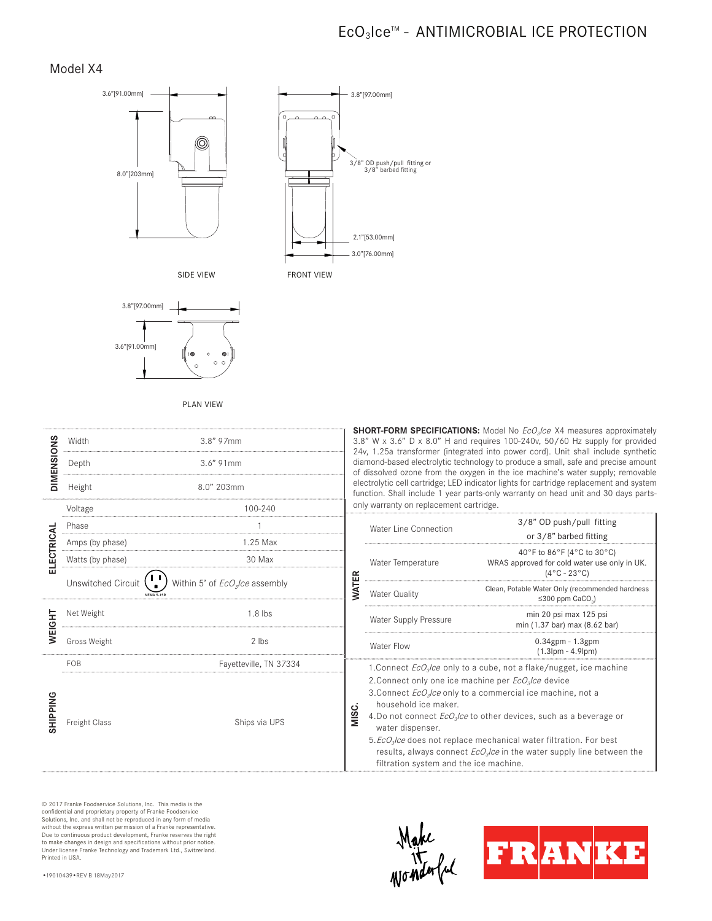# $EcO_3Ice$™ - ANTIMICROBIAL ICE PROTECTION

## Model X4

3.6"[91.00mm]

8.0"[203mm]

SIDE VIEW

3.8"[97.00mm]

3/8" OD push/pull fitting or 3/8" barbed fitting

2.1"[53.00mm]

3.0"[76.00mm]

FRONT VIEW

3.8"[97.00mm]

3.6"[91.00mm]

PLAN VIEW

| | | |
|---|---|---|
| **DIMENSIONS** | Width | 3.8" 97mm |
| | Depth | 3.6" 91mm |
| | Height | 8.0" 203mm |
| **ELECTRICAL** | Voltage | 100-240 |
| | Phase | 1 |
| | Amps (by phase) | 1.25 Max |
| | Watts (by phase) | 30 Max |
| | Unswitched Circuit (NEMA 5-15R) | Within 5' of *EcO₃Ice* assembly |
| **WEIGHT** | Net Weight | 1.8 lbs |
| | Gross Weight | 2 lbs |
| **SHIPPING** | FOB | Fayetteville, TN 37334 |
| | Freight Class | Ships via UPS |

**SHORT-FORM SPECIFICATIONS:** Model No *EcO₃Ice* X4 measures approximately 3.8" W x 3.6" D x 8.0" H and requires 100-240v, 50/60 Hz supply for provided 24v, 1.25a transformer (integrated into power cord). Unit shall include synthetic diamond-based electrolytic technology to produce a small, safe and precise amount of dissolved ozone from the oxygen in the ice machine's water supply; removable electrolytic cell cartridge; LED indicator lights for cartridge replacement and system function. Shall include 1 year parts-only warranty on head unit and 30 days parts-only warranty on replacement cartridge.

| | | |
|---|---|---|
| **WATER** | Water Line Connection | 3/8" OD push/pull fitting or 3/8" barbed fitting |
| | Water Temperature | 40°F to 86°F (4°C to 30°C) WRAS approved for cold water use only in UK. (4°C - 23°C) |
| | Water Quality | Clean, Potable Water Only (recommended hardness ≤300 ppm $CaCO_3$) |
| | Water Supply Pressure | min 20 psi max 125 psi min (1.37 bar) max (8.62 bar) |
| | Water Flow | 0.34gpm - 1.3gpm (1.3lpm - 4.9lpm) |

**MISC.**

1. Connect *EcO₃Ice* only to a cube, not a flake/nugget, ice machine
2. Connect only one ice machine per *EcO₃Ice* device
3. Connect *EcO₃Ice* only to a commercial ice machine, not a household ice maker.
4. Do not connect *EcO₃Ice* to other devices, such as a beverage or water dispenser.
5. *EcO₃Ice* does not replace mechanical water filtration. For best results, always connect *EcO₃Ice* in the water supply line between the filtration system and the ice machine.

© 2017 Franke Foodservice Solutions, Inc. This media is the confidential and proprietary property of Franke Foodservice Solutions, Inc. and shall not be reproduced in any form of media without the express written permission of a Franke representative. Due to continuous product development, Franke reserves the right to make changes in design and specifications without prior notice. Under license Franke Technology and Trademark Ltd., Switzerland. Printed in USA.

•19010439•REV B 18May2017

Make it wonderful

FRANKE